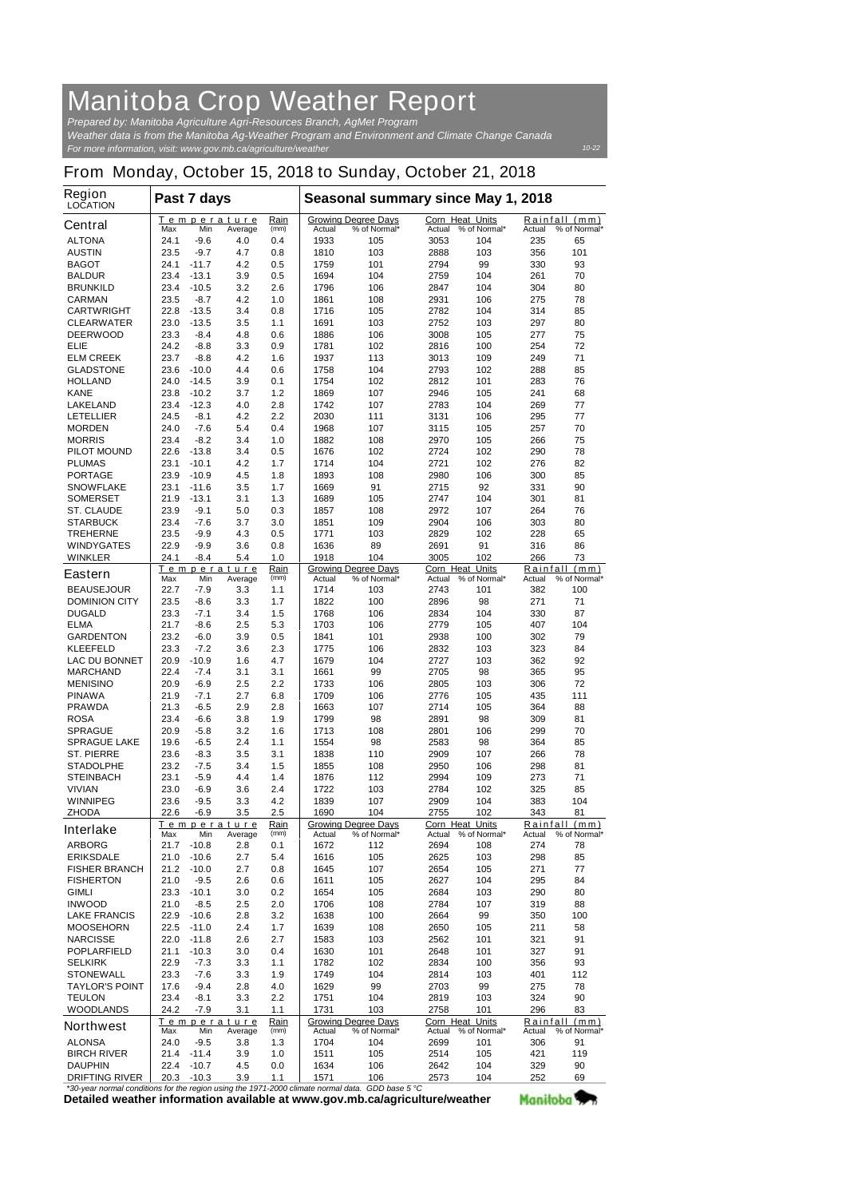# Manitoba Crop Weather Report

*Prepared by: Manitoba Agriculture Agri-Resources Branch, AgMet Program*
*Weather data is from the Manitoba Ag-Weather Program and Environment and Climate Change Canada*
*For more information, visit: www.gov.mb.ca/agriculture/weather*

10-22

## From Monday, October 15, 2018 to Sunday, October 21, 2018

| Region LOCATION | Past 7 days | | | | Seasonal summary since May 1, 2018 | | | | | |
|---|---|---|---|---|---|---|---|---|---|---|
| **Central** | Temperature Max | Min | Average | Rain (mm) | Growing Degree Days Actual | % of Normal* | Corn Heat Units Actual | % of Normal* | Rainfall (mm) Actual | % of Normal* |
| ALTONA | 24.1 | -9.6 | 4.0 | 0.4 | 1933 | 105 | 3053 | 104 | 235 | 65 |
| AUSTIN | 23.5 | -9.7 | 4.7 | 0.8 | 1810 | 103 | 2888 | 103 | 356 | 101 |
| BAGOT | 24.1 | -11.7 | 4.2 | 0.5 | 1759 | 101 | 2794 | 99 | 330 | 93 |
| BALDUR | 23.4 | -13.1 | 3.9 | 0.5 | 1694 | 104 | 2759 | 104 | 261 | 70 |
| BRUNKILD | 23.4 | -10.5 | 3.2 | 2.6 | 1796 | 106 | 2847 | 104 | 304 | 80 |
| CARMAN | 23.5 | -8.7 | 4.2 | 1.0 | 1861 | 108 | 2931 | 106 | 275 | 78 |
| CARTWRIGHT | 22.8 | -13.5 | 3.4 | 0.8 | 1716 | 105 | 2782 | 104 | 314 | 85 |
| CLEARWATER | 23.0 | -13.5 | 3.5 | 1.1 | 1691 | 103 | 2752 | 103 | 297 | 80 |
| DEERWOOD | 23.3 | -8.4 | 4.8 | 0.6 | 1886 | 106 | 3008 | 105 | 277 | 75 |
| ELIE | 24.2 | -8.8 | 3.3 | 0.9 | 1781 | 102 | 2816 | 100 | 254 | 72 |
| ELM CREEK | 23.7 | -8.8 | 4.2 | 1.6 | 1937 | 113 | 3013 | 109 | 249 | 71 |
| GLADSTONE | 23.6 | -10.0 | 4.4 | 0.6 | 1758 | 104 | 2793 | 102 | 288 | 85 |
| HOLLAND | 24.0 | -14.5 | 3.9 | 0.1 | 1754 | 102 | 2812 | 101 | 283 | 76 |
| KANE | 23.8 | -10.2 | 3.7 | 1.2 | 1869 | 107 | 2946 | 105 | 241 | 68 |
| LAKELAND | 23.4 | -12.3 | 4.0 | 2.8 | 1742 | 107 | 2783 | 104 | 269 | 77 |
| LETELLIER | 24.5 | -8.1 | 4.2 | 2.2 | 2030 | 111 | 3131 | 106 | 295 | 77 |
| MORDEN | 24.0 | -7.6 | 5.4 | 0.4 | 1968 | 107 | 3115 | 105 | 257 | 70 |
| MORRIS | 23.4 | -8.2 | 3.4 | 1.0 | 1882 | 108 | 2970 | 105 | 266 | 75 |
| PILOT MOUND | 22.6 | -13.8 | 3.4 | 0.5 | 1676 | 102 | 2724 | 102 | 290 | 78 |
| PLUMAS | 23.1 | -10.1 | 4.2 | 1.7 | 1714 | 104 | 2721 | 102 | 276 | 82 |
| PORTAGE | 23.9 | -10.9 | 4.5 | 1.8 | 1893 | 108 | 2980 | 106 | 300 | 85 |
| SNOWFLAKE | 23.1 | -11.6 | 3.5 | 1.7 | 1669 | 91 | 2715 | 92 | 331 | 90 |
| SOMERSET | 21.9 | -13.1 | 3.1 | 1.3 | 1689 | 105 | 2747 | 104 | 301 | 81 |
| ST. CLAUDE | 23.9 | -9.1 | 5.0 | 0.3 | 1857 | 108 | 2972 | 107 | 264 | 76 |
| STARBUCK | 23.4 | -7.6 | 3.7 | 3.0 | 1851 | 109 | 2904 | 106 | 303 | 80 |
| TREHERNE | 23.5 | -9.9 | 4.3 | 0.5 | 1771 | 103 | 2829 | 102 | 228 | 65 |
| WINDYGATES | 22.9 | -9.9 | 3.6 | 0.8 | 1636 | 89 | 2691 | 91 | 316 | 86 |
| WINKLER | 24.1 | -8.4 | 5.4 | 1.0 | 1918 | 104 | 3005 | 102 | 266 | 73 |
| **Eastern** | Temperature Max | Min | Average | Rain (mm) | Growing Degree Days Actual | % of Normal* | Corn Heat Units Actual | % of Normal* | Rainfall (mm) Actual | % of Normal* |
| BEAUSEJOUR | 22.7 | -7.9 | 3.3 | 1.1 | 1714 | 103 | 2743 | 101 | 382 | 100 |
| DOMINION CITY | 23.5 | -8.6 | 3.3 | 1.7 | 1822 | 100 | 2896 | 98 | 271 | 71 |
| DUGALD | 23.3 | -7.1 | 3.4 | 1.5 | 1768 | 106 | 2834 | 104 | 330 | 87 |
| ELMA | 21.7 | -8.6 | 2.5 | 5.3 | 1703 | 106 | 2779 | 105 | 407 | 104 |
| GARDENTON | 23.2 | -6.0 | 3.9 | 0.5 | 1841 | 101 | 2938 | 100 | 302 | 79 |
| KLEEFELD | 23.3 | -7.2 | 3.6 | 2.3 | 1775 | 106 | 2832 | 103 | 323 | 84 |
| LAC DU BONNET | 20.9 | -10.9 | 1.6 | 4.7 | 1679 | 104 | 2727 | 103 | 362 | 92 |
| MARCHAND | 22.4 | -7.4 | 3.1 | 3.1 | 1661 | 99 | 2705 | 98 | 365 | 95 |
| MENISINO | 20.9 | -6.9 | 2.5 | 2.2 | 1733 | 106 | 2805 | 103 | 306 | 72 |
| PINAWA | 21.9 | -7.1 | 2.7 | 6.8 | 1709 | 106 | 2776 | 105 | 435 | 111 |
| PRAWDA | 21.3 | -6.5 | 2.9 | 2.8 | 1663 | 107 | 2714 | 105 | 364 | 88 |
| ROSA | 23.4 | -6.6 | 3.8 | 1.9 | 1799 | 98 | 2891 | 98 | 309 | 81 |
| SPRAGUE | 20.9 | -5.8 | 3.2 | 1.6 | 1713 | 108 | 2801 | 106 | 299 | 70 |
| SPRAGUE LAKE | 19.6 | -6.5 | 2.4 | 1.1 | 1554 | 98 | 2583 | 98 | 364 | 85 |
| ST. PIERRE | 23.6 | -8.3 | 3.5 | 3.1 | 1838 | 110 | 2909 | 107 | 266 | 78 |
| STADOLPHE | 23.2 | -7.5 | 3.4 | 1.5 | 1855 | 108 | 2950 | 106 | 298 | 81 |
| STEINBACH | 23.1 | -5.9 | 4.4 | 1.4 | 1876 | 112 | 2994 | 109 | 273 | 71 |
| VIVIAN | 23.0 | -6.9 | 3.6 | 2.4 | 1722 | 103 | 2784 | 102 | 325 | 85 |
| WINNIPEG | 23.6 | -9.5 | 3.3 | 4.2 | 1839 | 107 | 2909 | 104 | 383 | 104 |
| ZHODA | 22.6 | -6.9 | 3.5 | 2.5 | 1690 | 104 | 2755 | 102 | 343 | 81 |
| **Interlake** | Temperature Max | Min | Average | Rain (mm) | Growing Degree Days Actual | % of Normal* | Corn Heat Units Actual | % of Normal* | Rainfall (mm) Actual | % of Normal* |
| ARBORG | 21.7 | -10.8 | 2.8 | 0.1 | 1672 | 112 | 2694 | 108 | 274 | 78 |
| ERIKSDALE | 21.0 | -10.6 | 2.7 | 5.4 | 1616 | 105 | 2625 | 103 | 298 | 85 |
| FISHER BRANCH | 21.2 | -10.0 | 2.7 | 0.8 | 1645 | 107 | 2654 | 105 | 271 | 77 |
| FISHERTON | 21.0 | -9.5 | 2.6 | 0.6 | 1611 | 105 | 2627 | 104 | 295 | 84 |
| GIMLI | 23.3 | -10.1 | 3.0 | 0.2 | 1654 | 105 | 2684 | 103 | 290 | 80 |
| INWOOD | 21.0 | -8.5 | 2.5 | 2.0 | 1706 | 108 | 2784 | 107 | 319 | 88 |
| LAKE FRANCIS | 22.9 | -10.6 | 2.8 | 3.2 | 1638 | 100 | 2664 | 99 | 350 | 100 |
| MOOSEHORN | 22.5 | -11.0 | 2.4 | 1.7 | 1639 | 108 | 2650 | 105 | 211 | 58 |
| NARCISSE | 22.0 | -11.8 | 2.6 | 2.7 | 1583 | 103 | 2562 | 101 | 321 | 91 |
| POPLARFIELD | 21.1 | -10.3 | 3.0 | 0.4 | 1630 | 101 | 2648 | 101 | 327 | 91 |
| SELKIRK | 22.9 | -7.3 | 3.3 | 1.1 | 1782 | 102 | 2834 | 100 | 356 | 93 |
| STONEWALL | 23.3 | -7.6 | 3.3 | 1.9 | 1749 | 104 | 2814 | 103 | 401 | 112 |
| TAYLOR'S POINT | 17.6 | -9.4 | 2.8 | 4.0 | 1629 | 99 | 2703 | 99 | 275 | 78 |
| TEULON | 23.4 | -8.1 | 3.3 | 2.2 | 1751 | 104 | 2819 | 103 | 324 | 90 |
| WOODLANDS | 24.2 | -7.9 | 3.1 | 1.1 | 1731 | 103 | 2758 | 101 | 296 | 83 |
| **Northwest** | Temperature Max | Min | Average | Rain (mm) | Growing Degree Days Actual | % of Normal* | Corn Heat Units Actual | % of Normal* | Rainfall (mm) Actual | % of Normal* |
| ALONSA | 24.0 | -9.5 | 3.8 | 1.3 | 1704 | 104 | 2699 | 101 | 306 | 91 |
| BIRCH RIVER | 21.4 | -11.4 | 3.9 | 1.0 | 1511 | 105 | 2514 | 105 | 421 | 119 |
| DAUPHIN | 22.4 | -10.7 | 4.5 | 0.0 | 1634 | 106 | 2642 | 104 | 329 | 90 |
| DRIFTING RIVER | 20.3 | -10.3 | 3.9 | 1.1 | 1571 | 106 | 2573 | 104 | 252 | 69 |

*\*30-year normal conditions for the region using the 1971-2000 climate normal data. GDD base 5 °C*

**Detailed weather information available at www.gov.mb.ca/agriculture/weather**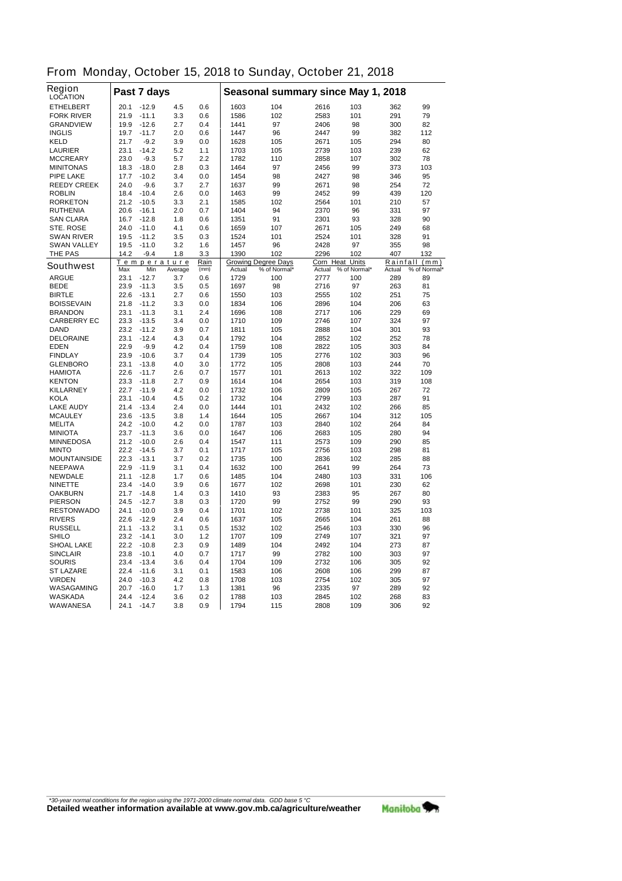# From Monday, October 15, 2018 to Sunday, October 21, 2018

| Region LOCATION | Past 7 days | | | | Seasonal summary since May 1, 2018 | | | | | |
|---|---|---|---|---|---|---|---|---|---|---|
| ETHELBERT | 20.1 | -12.9 | 4.5 | 0.6 | 1603 | 104 | 2616 | 103 | 362 | 99 |
| FORK RIVER | 21.9 | -11.1 | 3.3 | 0.6 | 1586 | 102 | 2583 | 101 | 291 | 79 |
| GRANDVIEW | 19.9 | -12.6 | 2.7 | 0.4 | 1441 | 97 | 2406 | 98 | 300 | 82 |
| INGLIS | 19.7 | -11.7 | 2.0 | 0.6 | 1447 | 96 | 2447 | 99 | 382 | 112 |
| KELD | 21.7 | -9.2 | 3.9 | 0.0 | 1628 | 105 | 2671 | 105 | 294 | 80 |
| LAURIER | 23.1 | -14.2 | 5.2 | 1.1 | 1703 | 105 | 2739 | 103 | 239 | 62 |
| MCCREARY | 23.0 | -9.3 | 5.7 | 2.2 | 1782 | 110 | 2858 | 107 | 302 | 78 |
| MINITONAS | 18.3 | -18.0 | 2.8 | 0.3 | 1464 | 97 | 2456 | 99 | 373 | 103 |
| PIPE LAKE | 17.7 | -10.2 | 3.4 | 0.0 | 1454 | 98 | 2427 | 98 | 346 | 95 |
| REEDY CREEK | 24.0 | -9.6 | 3.7 | 2.7 | 1637 | 99 | 2671 | 98 | 254 | 72 |
| ROBLIN | 18.4 | -10.4 | 2.6 | 0.0 | 1463 | 99 | 2452 | 99 | 439 | 120 |
| RORKETON | 21.2 | -10.5 | 3.3 | 2.1 | 1585 | 102 | 2564 | 101 | 210 | 57 |
| RUTHENIA | 20.6 | -16.1 | 2.0 | 0.7 | 1404 | 94 | 2370 | 96 | 331 | 97 |
| SAN CLARA | 16.7 | -12.8 | 1.8 | 0.6 | 1351 | 91 | 2301 | 93 | 328 | 90 |
| STE. ROSE | 24.0 | -11.0 | 4.1 | 0.6 | 1659 | 107 | 2671 | 105 | 249 | 68 |
| SWAN RIVER | 19.5 | -11.2 | 3.5 | 0.3 | 1524 | 101 | 2524 | 101 | 328 | 91 |
| SWAN VALLEY | 19.5 | -11.0 | 3.2 | 1.6 | 1457 | 96 | 2428 | 97 | 355 | 98 |
| THE PAS | 14.2 | -9.4 | 1.8 | 3.3 | 1390 | 102 | 2296 | 102 | 407 | 132 |
| **Southwest** | Temperature Max | Temperature Min | Temperature Average | Rain (mm) | Growing Degree Days Actual | Growing Degree Days % of Normal* | Corn Heat Units Actual | Corn Heat Units % of Normal* | Rainfall (mm) Actual | Rainfall (mm) % of Normal* |
| ARGUE | 23.1 | -12.7 | 3.7 | 0.6 | 1729 | 100 | 2777 | 100 | 289 | 89 |
| BEDE | 23.9 | -11.3 | 3.5 | 0.5 | 1697 | 98 | 2716 | 97 | 263 | 81 |
| BIRTLE | 22.6 | -13.1 | 2.7 | 0.6 | 1550 | 103 | 2555 | 102 | 251 | 75 |
| BOISSEVAIN | 21.8 | -11.2 | 3.3 | 0.0 | 1834 | 106 | 2896 | 104 | 206 | 63 |
| BRANDON | 23.1 | -11.3 | 3.1 | 2.4 | 1696 | 108 | 2717 | 106 | 229 | 69 |
| CARBERRY EC | 23.3 | -13.5 | 3.4 | 0.0 | 1710 | 109 | 2746 | 107 | 324 | 97 |
| DAND | 23.2 | -11.2 | 3.9 | 0.7 | 1811 | 105 | 2888 | 104 | 301 | 93 |
| DELORAINE | 23.1 | -12.4 | 4.3 | 0.4 | 1792 | 104 | 2852 | 102 | 252 | 78 |
| EDEN | 22.9 | -9.9 | 4.2 | 0.4 | 1759 | 108 | 2822 | 105 | 303 | 84 |
| FINDLAY | 23.9 | -10.6 | 3.7 | 0.4 | 1739 | 105 | 2776 | 102 | 303 | 96 |
| GLENBORO | 23.1 | -13.8 | 4.0 | 3.0 | 1772 | 105 | 2808 | 103 | 244 | 70 |
| HAMIOTA | 22.6 | -11.7 | 2.6 | 0.7 | 1577 | 101 | 2613 | 102 | 322 | 109 |
| KENTON | 23.3 | -11.8 | 2.7 | 0.9 | 1614 | 104 | 2654 | 103 | 319 | 108 |
| KILLARNEY | 22.7 | -11.9 | 4.2 | 0.0 | 1732 | 106 | 2809 | 105 | 267 | 72 |
| KOLA | 23.1 | -10.4 | 4.5 | 0.2 | 1732 | 104 | 2799 | 103 | 287 | 91 |
| LAKE AUDY | 21.4 | -13.4 | 2.4 | 0.0 | 1444 | 101 | 2432 | 102 | 266 | 85 |
| MCAULEY | 23.6 | -13.5 | 3.8 | 1.4 | 1644 | 105 | 2667 | 104 | 312 | 105 |
| MELITA | 24.2 | -10.0 | 4.2 | 0.0 | 1787 | 103 | 2840 | 102 | 264 | 84 |
| MINIOTA | 23.7 | -11.3 | 3.6 | 0.0 | 1647 | 106 | 2683 | 105 | 280 | 94 |
| MINNEDOSA | 21.2 | -10.0 | 2.6 | 0.4 | 1547 | 111 | 2573 | 109 | 290 | 85 |
| MINTO | 22.2 | -14.5 | 3.7 | 0.1 | 1717 | 105 | 2756 | 103 | 298 | 81 |
| MOUNTAINSIDE | 22.3 | -13.1 | 3.7 | 0.2 | 1735 | 100 | 2836 | 102 | 285 | 88 |
| NEEPAWA | 22.9 | -11.9 | 3.1 | 0.4 | 1632 | 100 | 2641 | 99 | 264 | 73 |
| NEWDALE | 21.1 | -12.8 | 1.7 | 0.6 | 1485 | 104 | 2480 | 103 | 331 | 106 |
| NINETTE | 23.4 | -14.0 | 3.9 | 0.6 | 1677 | 102 | 2698 | 101 | 230 | 62 |
| OAKBURN | 21.7 | -14.8 | 1.4 | 0.3 | 1410 | 93 | 2383 | 95 | 267 | 80 |
| PIERSON | 24.5 | -12.7 | 3.8 | 0.3 | 1720 | 99 | 2752 | 99 | 290 | 93 |
| RESTONWADO | 24.1 | -10.0 | 3.9 | 0.4 | 1701 | 102 | 2738 | 101 | 325 | 103 |
| RIVERS | 22.6 | -12.9 | 2.4 | 0.6 | 1637 | 105 | 2665 | 104 | 261 | 88 |
| RUSSELL | 21.1 | -13.2 | 3.1 | 0.5 | 1532 | 102 | 2546 | 103 | 330 | 96 |
| SHILO | 23.2 | -14.1 | 3.0 | 1.2 | 1707 | 109 | 2749 | 107 | 321 | 97 |
| SHOAL LAKE | 22.2 | -10.8 | 2.3 | 0.9 | 1489 | 104 | 2492 | 104 | 273 | 87 |
| SINCLAIR | 23.8 | -10.1 | 4.0 | 0.7 | 1717 | 99 | 2782 | 100 | 303 | 97 |
| SOURIS | 23.4 | -13.4 | 3.6 | 0.4 | 1704 | 109 | 2732 | 106 | 305 | 92 |
| ST LAZARE | 22.4 | -11.6 | 3.1 | 0.1 | 1583 | 106 | 2608 | 106 | 299 | 87 |
| VIRDEN | 24.0 | -10.3 | 4.2 | 0.8 | 1708 | 103 | 2754 | 102 | 305 | 97 |
| WASAGAMING | 20.7 | -16.0 | 1.7 | 1.3 | 1381 | 96 | 2335 | 97 | 289 | 92 |
| WASKADA | 24.4 | -12.4 | 3.6 | 0.2 | 1788 | 103 | 2845 | 102 | 268 | 83 |
| WAWANESA | 24.1 | -14.7 | 3.8 | 0.9 | 1794 | 115 | 2808 | 109 | 306 | 92 |

*30-year normal conditions for the region using the 1971-2000 climate normal data. GDD base 5 °C

**Detailed weather information available at www.gov.mb.ca/agriculture/weather**

Manitoba